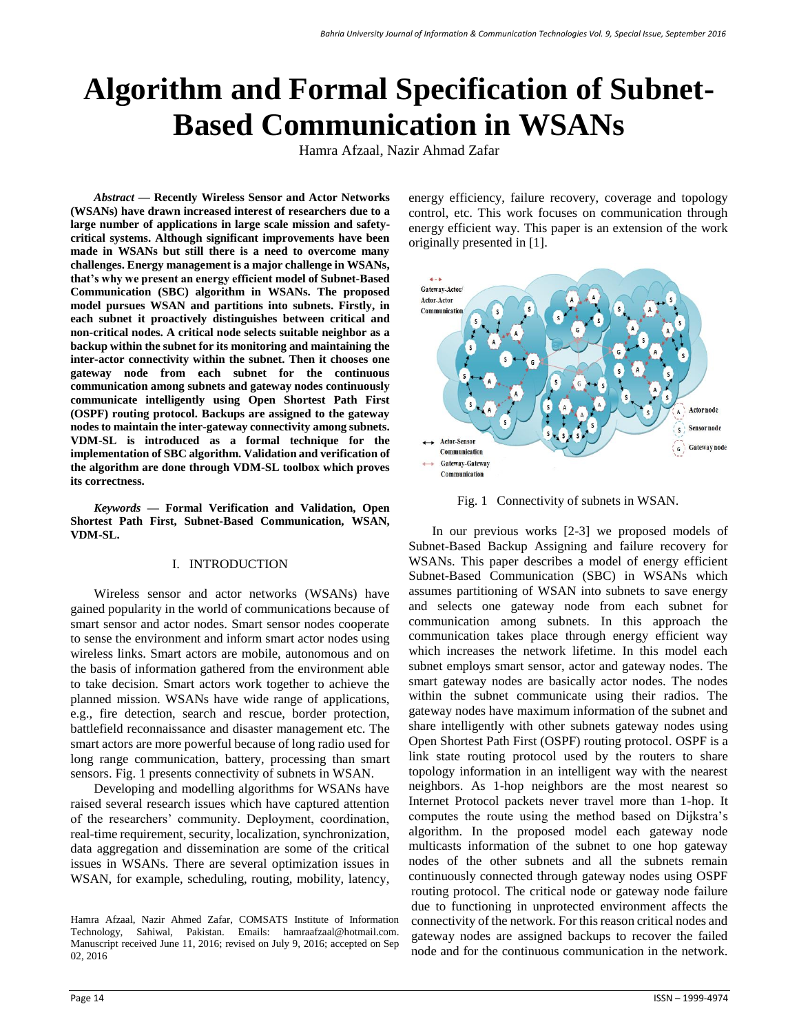# Algorithm and Formal Specification of Subnet-Based Communication in WSANs

Hamra Afzaal, Nazir Ahmad Zafar

***Abstract* — Recently Wireless Sensor and Actor Networks (WSANs) have drawn increased interest of researchers due to a large number of applications in large scale mission and safety-critical systems. Although significant improvements have been made in WSANs but still there is a need to overcome many challenges. Energy management is a major challenge in WSANs, that's why we present an energy efficient model of Subnet-Based Communication (SBC) algorithm in WSANs. The proposed model pursues WSAN and partitions into subnets. Firstly, in each subnet it proactively distinguishes between critical and non-critical nodes. A critical node selects suitable neighbor as a backup within the subnet for its monitoring and maintaining the inter-actor connectivity within the subnet. Then it chooses one gateway node from each subnet for the continuous communication among subnets and gateway nodes continuously communicate intelligently using Open Shortest Path First (OSPF) routing protocol. Backups are assigned to the gateway nodes to maintain the inter-gateway connectivity among subnets. VDM-SL is introduced as a formal technique for the implementation of SBC algorithm. Validation and verification of the algorithm are done through VDM-SL toolbox which proves its correctness.**

***Keywords* — Formal Verification and Validation, Open Shortest Path First, Subnet-Based Communication, WSAN, VDM-SL.**

## I. INTRODUCTION

Wireless sensor and actor networks (WSANs) have gained popularity in the world of communications because of smart sensor and actor nodes. Smart sensor nodes cooperate to sense the environment and inform smart actor nodes using wireless links. Smart actors are mobile, autonomous and on the basis of information gathered from the environment able to take decision. Smart actors work together to achieve the planned mission. WSANs have wide range of applications, e.g., fire detection, search and rescue, border protection, battlefield reconnaissance and disaster management etc. The smart actors are more powerful because of long radio used for long range communication, battery, processing than smart sensors. Fig. 1 presents connectivity of subnets in WSAN.

Developing and modelling algorithms for WSANs have raised several research issues which have captured attention of the researchers' community. Deployment, coordination, real-time requirement, security, localization, synchronization, data aggregation and dissemination are some of the critical issues in WSANs. There are several optimization issues in WSAN, for example, scheduling, routing, mobility, latency, energy efficiency, failure recovery, coverage and topology control, etc. This work focuses on communication through energy efficient way. This paper is an extension of the work originally presented in [1].

Fig. 1 Connectivity of subnets in WSAN.

In our previous works [2-3] we proposed models of Subnet-Based Backup Assigning and failure recovery for WSANs. This paper describes a model of energy efficient Subnet-Based Communication (SBC) in WSANs which assumes partitioning of WSAN into subnets to save energy and selects one gateway node from each subnet for communication among subnets. In this approach the communication takes place through energy efficient way which increases the network lifetime. In this model each subnet employs smart sensor, actor and gateway nodes. The smart gateway nodes are basically actor nodes. The nodes within the subnet communicate using their radios. The gateway nodes have maximum information of the subnet and share intelligently with other subnets gateway nodes using Open Shortest Path First (OSPF) routing protocol. OSPF is a link state routing protocol used by the routers to share topology information in an intelligent way with the nearest neighbors. As 1-hop neighbors are the most nearest so Internet Protocol packets never travel more than 1-hop. It computes the route using the method based on Dijkstra's algorithm. In the proposed model each gateway node multicasts information of the subnet to one hop gateway nodes of the other subnets and all the subnets remain continuously connected through gateway nodes using OSPF routing protocol. The critical node or gateway node failure due to functioning in unprotected environment affects the connectivity of the network. For this reason critical nodes and gateway nodes are assigned backups to recover the failed node and for the continuous communication in the network.

Hamra Afzaal, Nazir Ahmed Zafar, COMSATS Institute of Information Technology, Sahiwal, Pakistan. Emails: hamraafzaal@hotmail.com. Manuscript received June 11, 2016; revised on July 9, 2016; accepted on Sep 02, 2016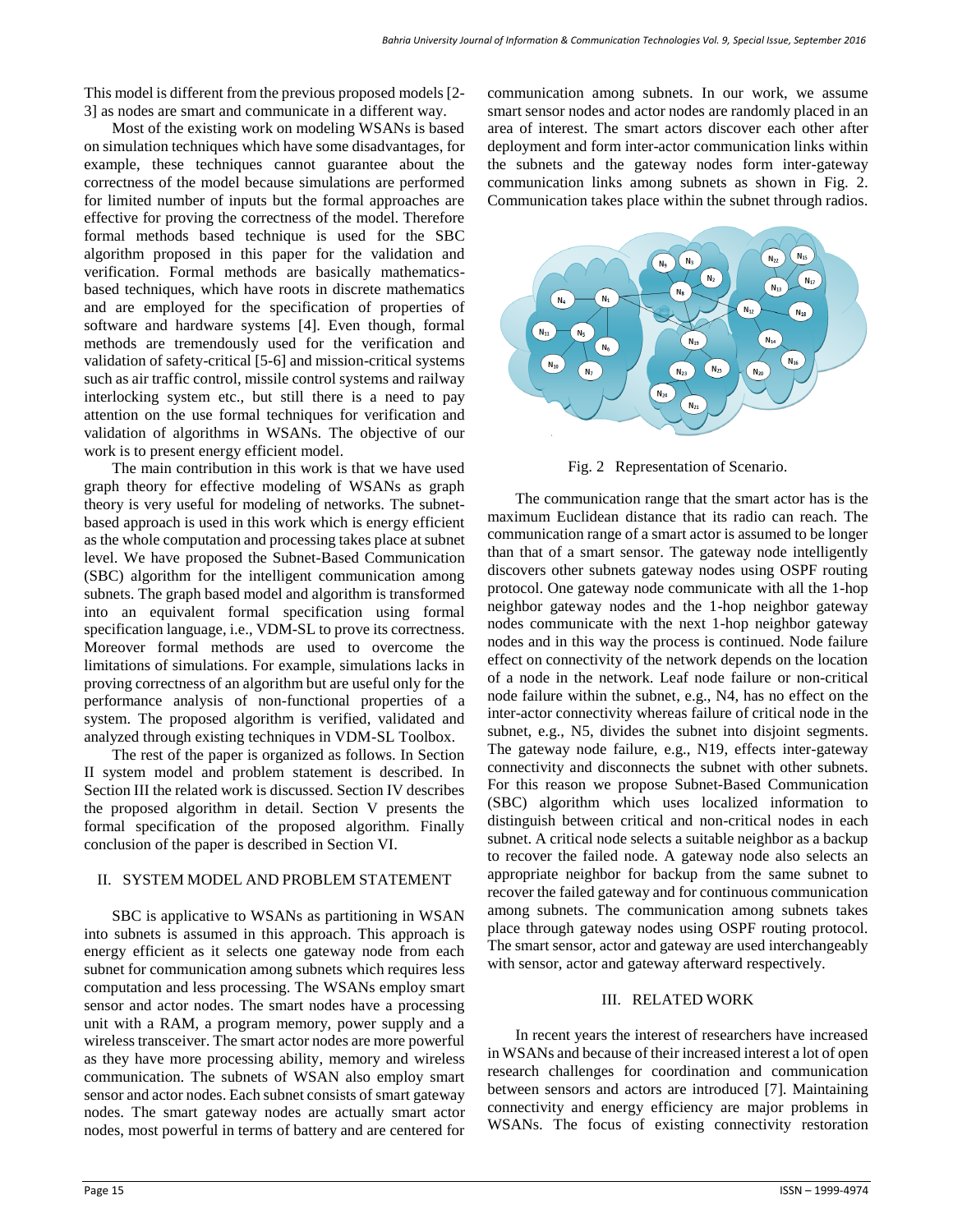This model is different from the previous proposed models [2-3] as nodes are smart and communicate in a different way.

Most of the existing work on modeling WSANs is based on simulation techniques which have some disadvantages, for example, these techniques cannot guarantee about the correctness of the model because simulations are performed for limited number of inputs but the formal approaches are effective for proving the correctness of the model. Therefore formal methods based technique is used for the SBC algorithm proposed in this paper for the validation and verification. Formal methods are basically mathematics-based techniques, which have roots in discrete mathematics and are employed for the specification of properties of software and hardware systems [4]. Even though, formal methods are tremendously used for the verification and validation of safety-critical [5-6] and mission-critical systems such as air traffic control, missile control systems and railway interlocking system etc., but still there is a need to pay attention on the use formal techniques for verification and validation of algorithms in WSANs. The objective of our work is to present energy efficient model.

The main contribution in this work is that we have used graph theory for effective modeling of WSANs as graph theory is very useful for modeling of networks. The subnet-based approach is used in this work which is energy efficient as the whole computation and processing takes place at subnet level. We have proposed the Subnet-Based Communication (SBC) algorithm for the intelligent communication among subnets. The graph based model and algorithm is transformed into an equivalent formal specification using formal specification language, i.e., VDM-SL to prove its correctness. Moreover formal methods are used to overcome the limitations of simulations. For example, simulations lacks in proving correctness of an algorithm but are useful only for the performance analysis of non-functional properties of a system. The proposed algorithm is verified, validated and analyzed through existing techniques in VDM-SL Toolbox.

The rest of the paper is organized as follows. In Section II system model and problem statement is described. In Section III the related work is discussed. Section IV describes the proposed algorithm in detail. Section V presents the formal specification of the proposed algorithm. Finally conclusion of the paper is described in Section VI.

## II. SYSTEM MODEL AND PROBLEM STATEMENT

SBC is applicative to WSANs as partitioning in WSAN into subnets is assumed in this approach. This approach is energy efficient as it selects one gateway node from each subnet for communication among subnets which requires less computation and less processing. The WSANs employ smart sensor and actor nodes. The smart nodes have a processing unit with a RAM, a program memory, power supply and a wireless transceiver. The smart actor nodes are more powerful as they have more processing ability, memory and wireless communication. The subnets of WSAN also employ smart sensor and actor nodes. Each subnet consists of smart gateway nodes. The smart gateway nodes are actually smart actor nodes, most powerful in terms of battery and are centered for communication among subnets. In our work, we assume smart sensor nodes and actor nodes are randomly placed in an area of interest. The smart actors discover each other after deployment and form inter-actor communication links within the subnets and the gateway nodes form inter-gateway communication links among subnets as shown in Fig. 2. Communication takes place within the subnet through radios.

Fig. 2 Representation of Scenario.

The communication range that the smart actor has is the maximum Euclidean distance that its radio can reach. The communication range of a smart actor is assumed to be longer than that of a smart sensor. The gateway node intelligently discovers other subnets gateway nodes using OSPF routing protocol. One gateway node communicate with all the 1-hop neighbor gateway nodes and the 1-hop neighbor gateway nodes communicate with the next 1-hop neighbor gateway nodes and in this way the process is continued. Node failure effect on connectivity of the network depends on the location of a node in the network. Leaf node failure or non-critical node failure within the subnet, e.g., N4, has no effect on the inter-actor connectivity whereas failure of critical node in the subnet, e.g., N5, divides the subnet into disjoint segments. The gateway node failure, e.g., N19, effects inter-gateway connectivity and disconnects the subnet with other subnets. For this reason we propose Subnet-Based Communication (SBC) algorithm which uses localized information to distinguish between critical and non-critical nodes in each subnet. A critical node selects a suitable neighbor as a backup to recover the failed node. A gateway node also selects an appropriate neighbor for backup from the same subnet to recover the failed gateway and for continuous communication among subnets. The communication among subnets takes place through gateway nodes using OSPF routing protocol. The smart sensor, actor and gateway are used interchangeably with sensor, actor and gateway afterward respectively.

## III. RELATED WORK

In recent years the interest of researchers have increased in WSANs and because of their increased interest a lot of open research challenges for coordination and communication between sensors and actors are introduced [7]. Maintaining connectivity and energy efficiency are major problems in WSANs. The focus of existing connectivity restoration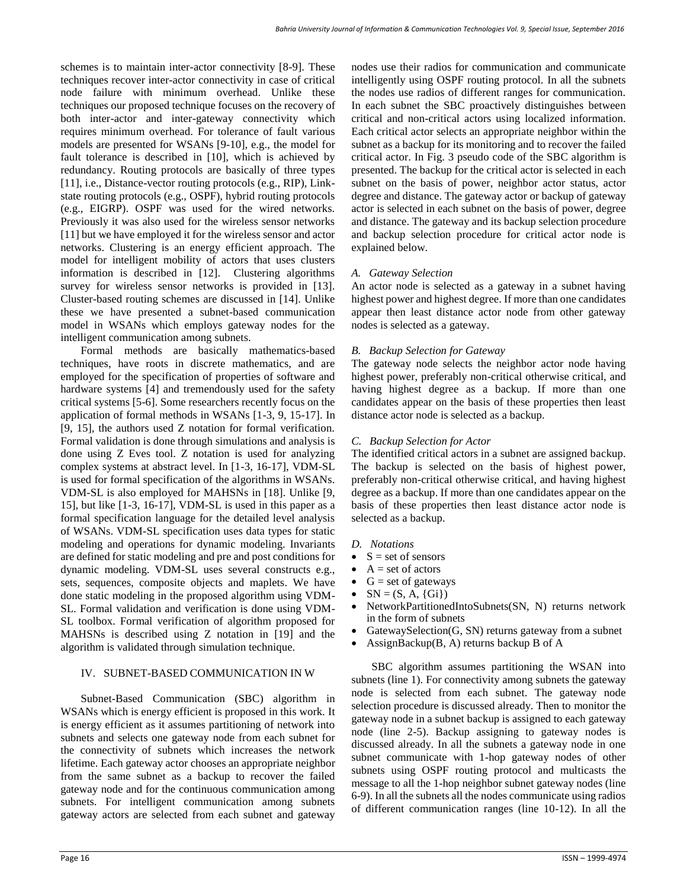schemes is to maintain inter-actor connectivity [8-9]. These techniques recover inter-actor connectivity in case of critical node failure with minimum overhead. Unlike these techniques our proposed technique focuses on the recovery of both inter-actor and inter-gateway connectivity which requires minimum overhead. For tolerance of fault various models are presented for WSANs [9-10], e.g., the model for fault tolerance is described in [10], which is achieved by redundancy. Routing protocols are basically of three types [11], i.e., Distance-vector routing protocols (e.g., RIP), Link-state routing protocols (e.g., OSPF), hybrid routing protocols (e.g., EIGRP). OSPF was used for the wired networks. Previously it was also used for the wireless sensor networks [11] but we have employed it for the wireless sensor and actor networks. Clustering is an energy efficient approach. The model for intelligent mobility of actors that uses clusters information is described in [12]. Clustering algorithms survey for wireless sensor networks is provided in [13]. Cluster-based routing schemes are discussed in [14]. Unlike these we have presented a subnet-based communication model in WSANs which employs gateway nodes for the intelligent communication among subnets.

Formal methods are basically mathematics-based techniques, have roots in discrete mathematics, and are employed for the specification of properties of software and hardware systems [4] and tremendously used for the safety critical systems [5-6]. Some researchers recently focus on the application of formal methods in WSANs [1-3, 9, 15-17]. In [9, 15], the authors used Z notation for formal verification. Formal validation is done through simulations and analysis is done using Z Eves tool. Z notation is used for analyzing complex systems at abstract level. In [1-3, 16-17], VDM-SL is used for formal specification of the algorithms in WSANs. VDM-SL is also employed for MAHSNs in [18]. Unlike [9, 15], but like [1-3, 16-17], VDM-SL is used in this paper as a formal specification language for the detailed level analysis of WSANs. VDM-SL specification uses data types for static modeling and operations for dynamic modeling. Invariants are defined for static modeling and pre and post conditions for dynamic modeling. VDM-SL uses several constructs e.g., sets, sequences, composite objects and maplets. We have done static modeling in the proposed algorithm using VDM-SL. Formal validation and verification is done using VDM-SL toolbox. Formal verification of algorithm proposed for MAHSNs is described using Z notation in [19] and the algorithm is validated through simulation technique.

## IV. SUBNET-BASED COMMUNICATION IN W

Subnet-Based Communication (SBC) algorithm in WSANs which is energy efficient is proposed in this work. It is energy efficient as it assumes partitioning of network into subnets and selects one gateway node from each subnet for the connectivity of subnets which increases the network lifetime. Each gateway actor chooses an appropriate neighbor from the same subnet as a backup to recover the failed gateway node and for the continuous communication among subnets. For intelligent communication among subnets gateway actors are selected from each subnet and gateway nodes use their radios for communication and communicate intelligently using OSPF routing protocol. In all the subnets the nodes use radios of different ranges for communication. In each subnet the SBC proactively distinguishes between critical and non-critical actors using localized information. Each critical actor selects an appropriate neighbor within the subnet as a backup for its monitoring and to recover the failed critical actor. In Fig. 3 pseudo code of the SBC algorithm is presented. The backup for the critical actor is selected in each subnet on the basis of power, neighbor actor status, actor degree and distance. The gateway actor or backup of gateway actor is selected in each subnet on the basis of power, degree and distance. The gateway and its backup selection procedure and backup selection procedure for critical actor node is explained below.

### *A. Gateway Selection*

An actor node is selected as a gateway in a subnet having highest power and highest degree. If more than one candidates appear then least distance actor node from other gateway nodes is selected as a gateway.

### *B. Backup Selection for Gateway*

The gateway node selects the neighbor actor node having highest power, preferably non-critical otherwise critical, and having highest degree as a backup. If more than one candidates appear on the basis of these properties then least distance actor node is selected as a backup.

### *C. Backup Selection for Actor*

The identified critical actors in a subnet are assigned backup. The backup is selected on the basis of highest power, preferably non-critical otherwise critical, and having highest degree as a backup. If more than one candidates appear on the basis of these properties then least distance actor node is selected as a backup.

### *D. Notations*

- S = set of sensors
- A = set of actors
- G = set of gateways
- SN = (S, A, {Gi})
- NetworkPartitionedIntoSubnets(SN, N) returns network in the form of subnets
- GatewaySelection(G, SN) returns gateway from a subnet
- AssignBackup(B, A) returns backup B of A

SBC algorithm assumes partitioning the WSAN into subnets (line 1). For connectivity among subnets the gateway node is selected from each subnet. The gateway node selection procedure is discussed already. Then to monitor the gateway node in a subnet backup is assigned to each gateway node (line 2-5). Backup assigning to gateway nodes is discussed already. In all the subnets a gateway node in one subnet communicate with 1-hop gateway nodes of other subnets using OSPF routing protocol and multicasts the message to all the 1-hop neighbor subnet gateway nodes (line 6-9). In all the subnets all the nodes communicate using radios of different communication ranges (line 10-12). In all the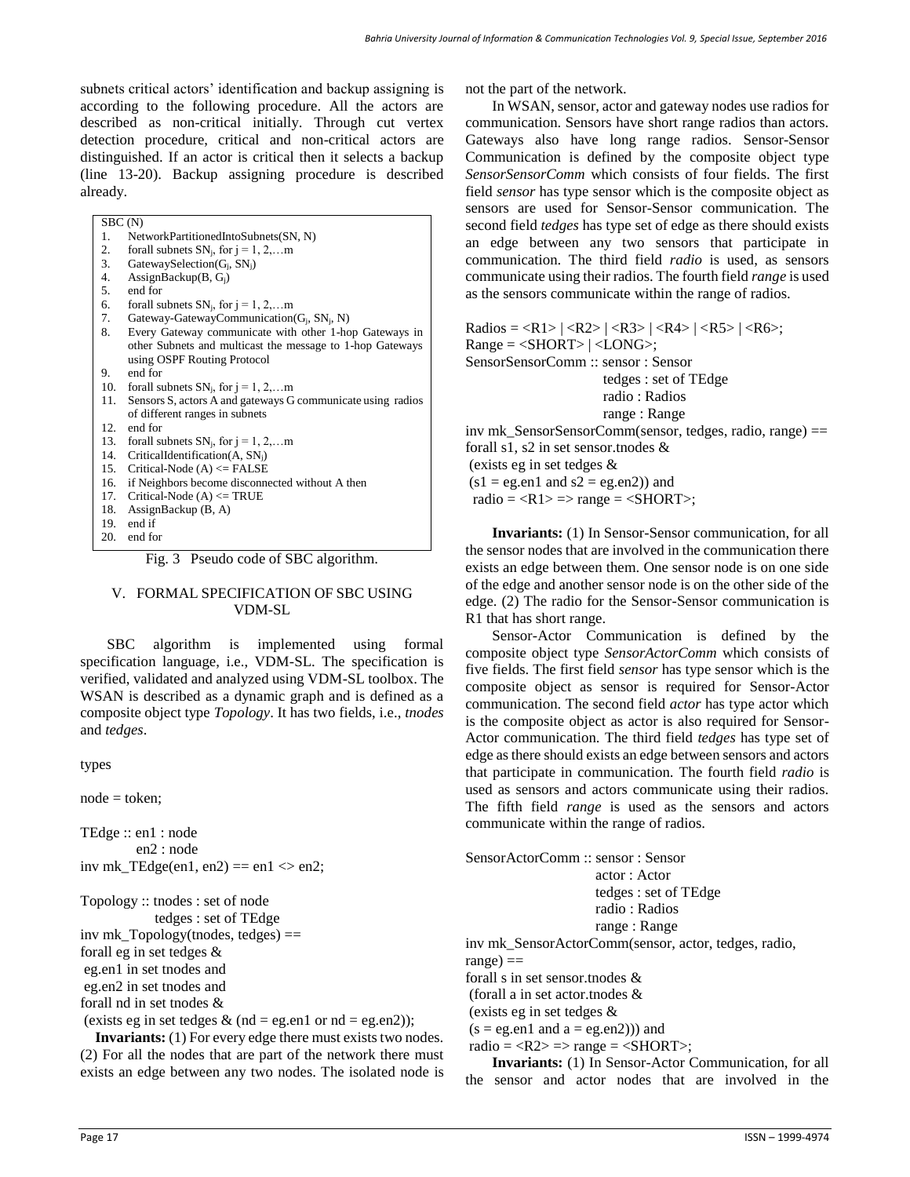subnets critical actors' identification and backup assigning is according to the following procedure. All the actors are described as non-critical initially. Through cut vertex detection procedure, critical and non-critical actors are distinguished. If an actor is critical then it selects a backup (line 13-20). Backup assigning procedure is described already.

```
SBC (N)
1.  NetworkPartitionedIntoSubnets(SN, N)
2.  forall subnets SNj, for j = 1, 2,…m
3.  GatewaySelection(Gj, SNj)
4.  AssignBackup(B, Gj)
5.  end for
6.  forall subnets SNj, for j = 1, 2,…m
7.  Gateway-GatewayCommunication(Gj, SNj, N)
8.  Every Gateway communicate with other 1-hop Gateways in
    other Subnets and multicast the message to 1-hop Gateways
    using OSPF Routing Protocol
9.  end for
10. forall subnets SNj, for j = 1, 2,…m
11. Sensors S, actors A and gateways G communicate using radios
    of different ranges in subnets
12. end for
13. forall subnets SNj, for j = 1, 2,…m
14. CriticalIdentification(A, SNj)
15. Critical-Node (A) <= FALSE
16. if Neighbors become disconnected without A then
17. Critical-Node (A) <= TRUE
18. AssignBackup (B, A)
19. end if
20. end for
```

Fig. 3 Pseudo code of SBC algorithm.

## V. FORMAL SPECIFICATION OF SBC USING VDM-SL

SBC algorithm is implemented using formal specification language, i.e., VDM-SL. The specification is verified, validated and analyzed using VDM-SL toolbox. The WSAN is described as a dynamic graph and is defined as a composite object type *Topology*. It has two fields, i.e., *tnodes* and *tedges*.

```
types

node = token;

TEdge :: en1 : node
         en2 : node
inv mk_TEdge(en1, en2) == en1 <> en2;

Topology :: tnodes : set of node
            tedges : set of TEdge
inv mk_Topology(tnodes, tedges) ==
forall eg in set tedges &
 eg.en1 in set tnodes and
 eg.en2 in set tnodes and
forall nd in set tnodes &
 (exists eg in set tedges & (nd = eg.en1 or nd = eg.en2));
```

**Invariants:** (1) For every edge there must exists two nodes. (2) For all the nodes that are part of the network there must exists an edge between any two nodes. The isolated node is not the part of the network.

In WSAN, sensor, actor and gateway nodes use radios for communication. Sensors have short range radios than actors. Gateways also have long range radios. Sensor-Sensor Communication is defined by the composite object type *SensorSensorComm* which consists of four fields. The first field *sensor* has type sensor which is the composite object as sensors are used for Sensor-Sensor communication. The second field *tedges* has type set of edge as there should exists an edge between any two sensors that participate in communication. The third field *radio* is used, as sensors communicate using their radios. The fourth field *range* is used as the sensors communicate within the range of radios.

```
Radios = <R1> | <R2> | <R3> | <R4> | <R5> | <R6>;
Range = <SHORT> | <LONG>;
SensorSensorComm :: sensor : Sensor
                    tedges : set of TEdge
                    radio : Radios
                    range : Range
inv mk_SensorSensorComm(sensor, tedges, radio, range) ==
forall s1, s2 in set sensor.tnodes &
 (exists eg in set tedges &
 (s1 = eg.en1 and s2 = eg.en2)) and
 radio = <R1> => range = <SHORT>;
```

**Invariants:** (1) In Sensor-Sensor communication, for all the sensor nodes that are involved in the communication there exists an edge between them. One sensor node is on one side of the edge and another sensor node is on the other side of the edge. (2) The radio for the Sensor-Sensor communication is R1 that has short range.

Sensor-Actor Communication is defined by the composite object type *SensorActorComm* which consists of five fields. The first field *sensor* has type sensor which is the composite object as sensor is required for Sensor-Actor communication. The second field *actor* has type actor which is the composite object as actor is also required for Sensor-Actor communication. The third field *tedges* has type set of edge as there should exists an edge between sensors and actors that participate in communication. The fourth field *radio* is used as sensors and actors communicate using their radios. The fifth field *range* is used as the sensors and actors communicate within the range of radios.

```
SensorActorComm :: sensor : Sensor
                   actor : Actor
                   tedges : set of TEdge
                   radio : Radios
                   range : Range
inv mk_SensorActorComm(sensor, actor, tedges, radio,
range) ==
forall s in set sensor.tnodes &
 (forall a in set actor.tnodes &
 (exists eg in set tedges &
 (s = eg.en1 and a = eg.en2))) and
 radio = <R2> => range = <SHORT>;
```

**Invariants:** (1) In Sensor-Actor Communication, for all the sensor and actor nodes that are involved in the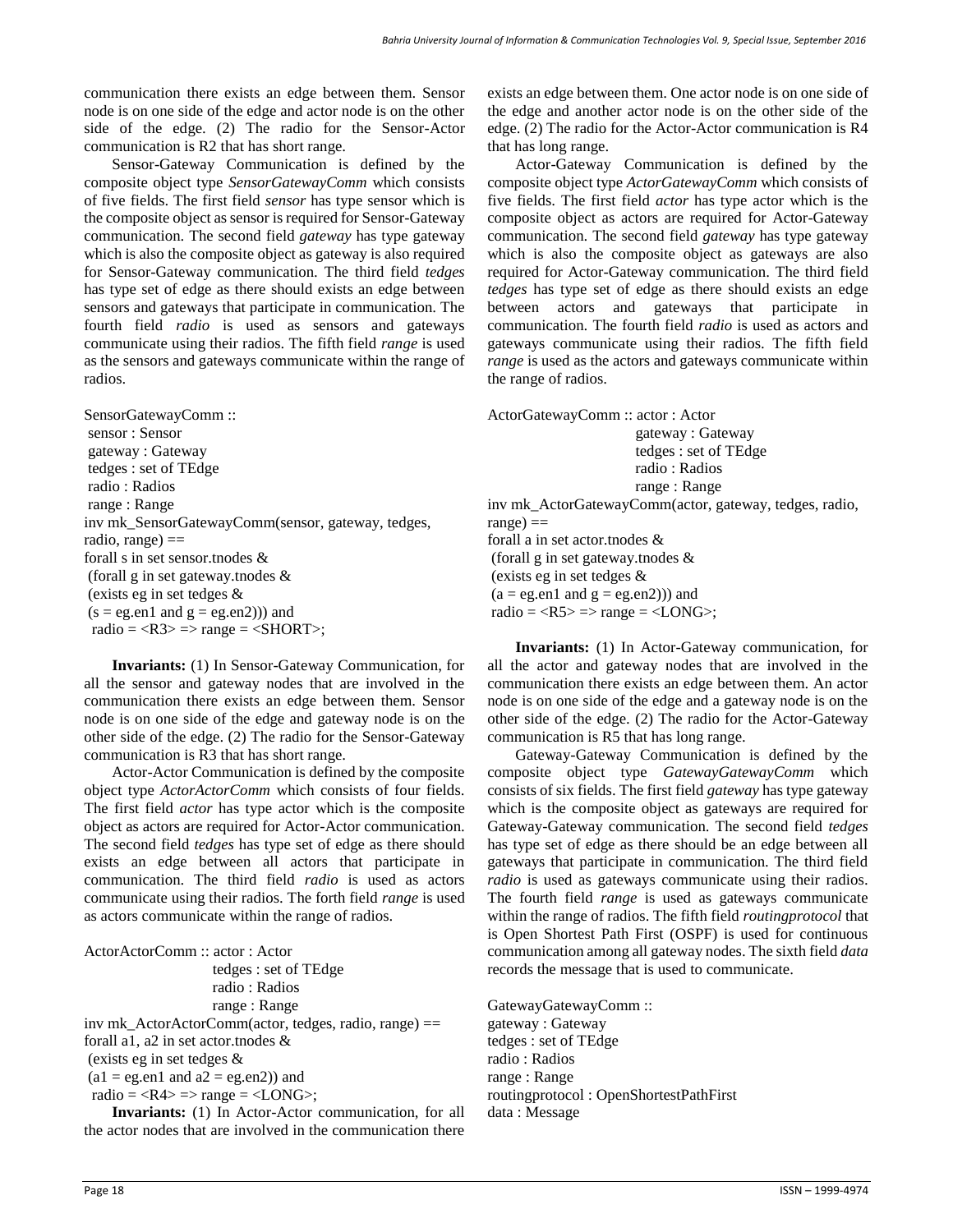communication there exists an edge between them. Sensor node is on one side of the edge and actor node is on the other side of the edge. (2) The radio for the Sensor-Actor communication is R2 that has short range.

Sensor-Gateway Communication is defined by the composite object type *SensorGatewayComm* which consists of five fields. The first field *sensor* has type sensor which is the composite object as sensor is required for Sensor-Gateway communication. The second field *gateway* has type gateway which is also the composite object as gateway is also required for Sensor-Gateway communication. The third field *tedges* has type set of edge as there should exists an edge between sensors and gateways that participate in communication. The fourth field *radio* is used as sensors and gateways communicate using their radios. The fifth field *range* is used as the sensors and gateways communicate within the range of radios.

```
SensorGatewayComm ::
 sensor : Sensor
 gateway : Gateway
 tedges : set of TEdge
 radio : Radios
 range : Range
inv mk_SensorGatewayComm(sensor, gateway, tedges,
radio, range) ==
forall s in set sensor.tnodes &
 (forall g in set gateway.tnodes &
 (exists eg in set tedges &
 (s = eg.en1 and g = eg.en2))) and
  radio = <R3> => range = <SHORT>;
```

**Invariants:** (1) In Sensor-Gateway Communication, for all the sensor and gateway nodes that are involved in the communication there exists an edge between them. Sensor node is on one side of the edge and gateway node is on the other side of the edge. (2) The radio for the Sensor-Gateway communication is R3 that has short range.

Actor-Actor Communication is defined by the composite object type *ActorActorComm* which consists of four fields. The first field *actor* has type actor which is the composite object as actors are required for Actor-Actor communication. The second field *tedges* has type set of edge as there should exists an edge between all actors that participate in communication. The third field *radio* is used as actors communicate using their radios. The forth field *range* is used as actors communicate within the range of radios.

```
ActorActorComm :: actor : Actor
                  tedges : set of TEdge
                  radio : Radios
                  range : Range
inv mk_ActorActorComm(actor, tedges, radio, range) ==
forall a1, a2 in set actor.tnodes &
 (exists eg in set tedges &
 (a1 = eg.en1 and a2 = eg.en2)) and
  radio = <R4> => range = <LONG>;
```

**Invariants:** (1) In Actor-Actor communication, for all the actor nodes that are involved in the communication there exists an edge between them. One actor node is on one side of the edge and another actor node is on the other side of the edge. (2) The radio for the Actor-Actor communication is R4 that has long range.

Actor-Gateway Communication is defined by the composite object type *ActorGatewayComm* which consists of five fields. The first field *actor* has type actor which is the composite object as actors are required for Actor-Gateway communication. The second field *gateway* has type gateway which is also the composite object as gateways are also required for Actor-Gateway communication. The third field *tedges* has type set of edge as there should exists an edge between actors and gateways that participate in communication. The fourth field *radio* is used as actors and gateways communicate using their radios. The fifth field *range* is used as the actors and gateways communicate within the range of radios.

```
ActorGatewayComm :: actor : Actor
                    gateway : Gateway
                    tedges : set of TEdge
                    radio : Radios
                    range : Range
inv mk_ActorGatewayComm(actor, gateway, tedges, radio,
range) ==
forall a in set actor.tnodes &
 (forall g in set gateway.tnodes &
 (exists eg in set tedges &
 (a = eg.en1 and g = eg.en2))) and
 radio = <R5> => range = <LONG>;
```

**Invariants:** (1) In Actor-Gateway communication, for all the actor and gateway nodes that are involved in the communication there exists an edge between them. An actor node is on one side of the edge and a gateway node is on the other side of the edge. (2) The radio for the Actor-Gateway communication is R5 that has long range.

Gateway-Gateway Communication is defined by the composite object type *GatewayGatewayComm* which consists of six fields. The first field *gateway* has type gateway which is the composite object as gateways are required for Gateway-Gateway communication. The second field *tedges* has type set of edge as there should be an edge between all gateways that participate in communication. The third field *radio* is used as gateways communicate using their radios. The fourth field *range* is used as gateways communicate within the range of radios. The fifth field *routingprotocol* that is Open Shortest Path First (OSPF) is used for continuous communication among all gateway nodes. The sixth field *data* records the message that is used to communicate.

```
GatewayGatewayComm ::
gateway : Gateway
tedges : set of TEdge
radio : Radios
range : Range
routingprotocol : OpenShortestPathFirst
data : Message
```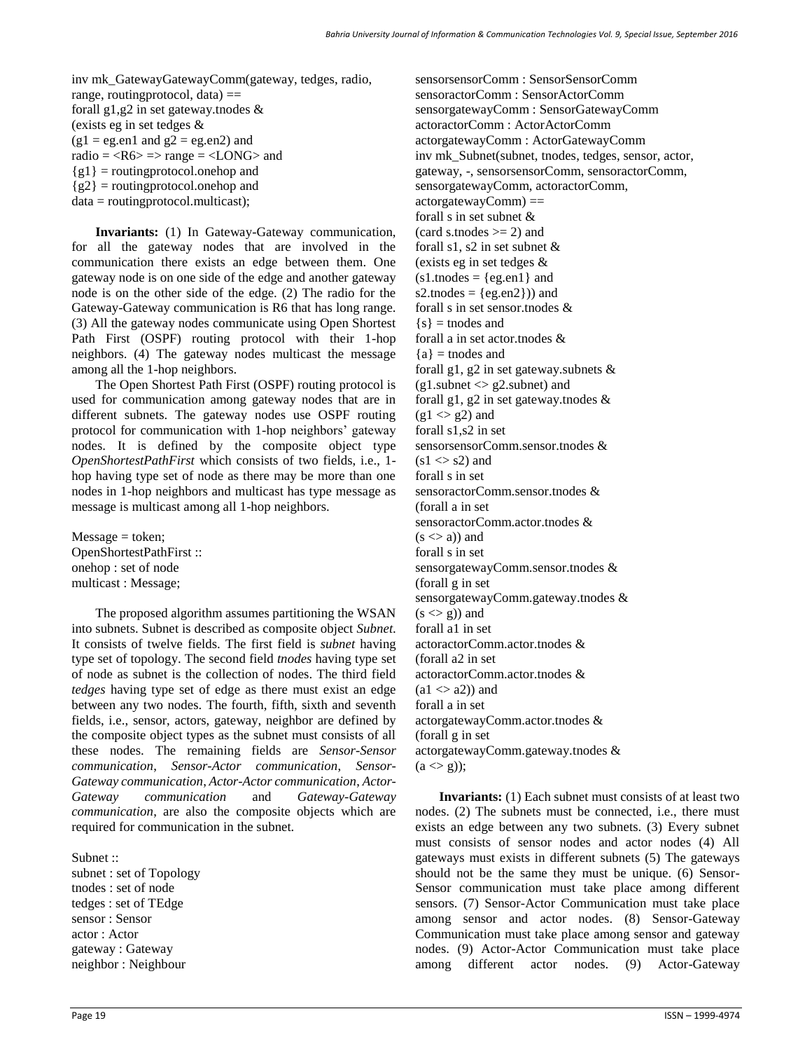```
inv mk_GatewayGatewayComm(gateway, tedges, radio,
range, routingprotocol, data) ==
forall g1,g2 in set gateway.tnodes &
(exists eg in set tedges &
(g1 = eg.en1 and g2 = eg.en2) and
radio = <R6> => range = <LONG> and
{g1} = routingprotocol.onehop and
{g2} = routingprotocol.onehop and
data = routingprotocol.multicast);
```

**Invariants:** (1) In Gateway-Gateway communication, for all the gateway nodes that are involved in the communication there exists an edge between them. One gateway node is on one side of the edge and another gateway node is on the other side of the edge. (2) The radio for the Gateway-Gateway communication is R6 that has long range. (3) All the gateway nodes communicate using Open Shortest Path First (OSPF) routing protocol with their 1-hop neighbors. (4) The gateway nodes multicast the message among all the 1-hop neighbors.

The Open Shortest Path First (OSPF) routing protocol is used for communication among gateway nodes that are in different subnets. The gateway nodes use OSPF routing protocol for communication with 1-hop neighbors' gateway nodes. It is defined by the composite object type *OpenShortestPathFirst* which consists of two fields, i.e., 1-hop having type set of node as there may be more than one nodes in 1-hop neighbors and multicast has type message as message is multicast among all 1-hop neighbors.

```
Message = token;
OpenShortestPathFirst ::
onehop : set of node
multicast : Message;
```

The proposed algorithm assumes partitioning the WSAN into subnets. Subnet is described as composite object *Subnet*. It consists of twelve fields. The first field is *subnet* having type set of topology. The second field *tnodes* having type set of node as subnet is the collection of nodes. The third field *tedges* having type set of edge as there must exist an edge between any two nodes. The fourth, fifth, sixth and seventh fields, i.e., sensor, actors, gateway, neighbor are defined by the composite object types as the subnet must consists of all these nodes. The remaining fields are *Sensor-Sensor communication*, *Sensor-Actor communication*, *Sensor-Gateway communication*, *Actor-Actor communication*, *Actor-Gateway communication* and *Gateway-Gateway communication*, are also the composite objects which are required for communication in the subnet.

```
Subnet ::
subnet : set of Topology
tnodes : set of node
tedges : set of TEdge
sensor : Sensor
actor : Actor
gateway : Gateway
neighbor : Neighbour
sensorsensorComm : SensorSensorComm
sensoractorComm : SensorActorComm
sensorgatewayComm : SensorGatewayComm
actoractorComm : ActorActorComm
actorgatewayComm : ActorGatewayComm
inv mk_Subnet(subnet, tnodes, tedges, sensor, actor,
gateway, -, sensorsensorComm, sensoractorComm,
sensorgatewayComm, actoractorComm,
actorgatewayComm) ==
forall s in set subnet &
(card s.tnodes >= 2) and
forall s1, s2 in set subnet &
(exists eg in set tedges &
(s1.tnodes = {eg.en1} and
s2.tnodes = {eg.en2})) and
forall s in set sensor.tnodes &
{s} = tnodes and
forall a in set actor.tnodes &
{a} = tnodes and
forall g1, g2 in set gateway.subnets &
(g1.subnet <> g2.subnet) and
forall g1, g2 in set gateway.tnodes &
(g1 <> g2) and
forall s1,s2 in set
sensorsensorComm.sensor.tnodes &
(s1 <> s2) and
forall s in set
sensoractorComm.sensor.tnodes &
(forall a in set
sensoractorComm.actor.tnodes &
(s <> a)) and
forall s in set
sensorgatewayComm.sensor.tnodes &
(forall g in set
sensorgatewayComm.gateway.tnodes &
(s <> g)) and
forall a1 in set
actoractorComm.actor.tnodes &
(forall a2 in set
actoractorComm.actor.tnodes &
(a1 <> a2)) and
forall a in set
actorgatewayComm.actor.tnodes &
(forall g in set
actorgatewayComm.gateway.tnodes &
(a <> g));
```

**Invariants:** (1) Each subnet must consists of at least two nodes. (2) The subnets must be connected, i.e., there must exists an edge between any two subnets. (3) Every subnet must consists of sensor nodes and actor nodes (4) All gateways must exists in different subnets (5) The gateways should not be the same they must be unique. (6) Sensor-Sensor communication must take place among different sensors. (7) Sensor-Actor Communication must take place among sensor and actor nodes. (8) Sensor-Gateway Communication must take place among sensor and gateway nodes. (9) Actor-Actor Communication must take place among different actor nodes. (9) Actor-Gateway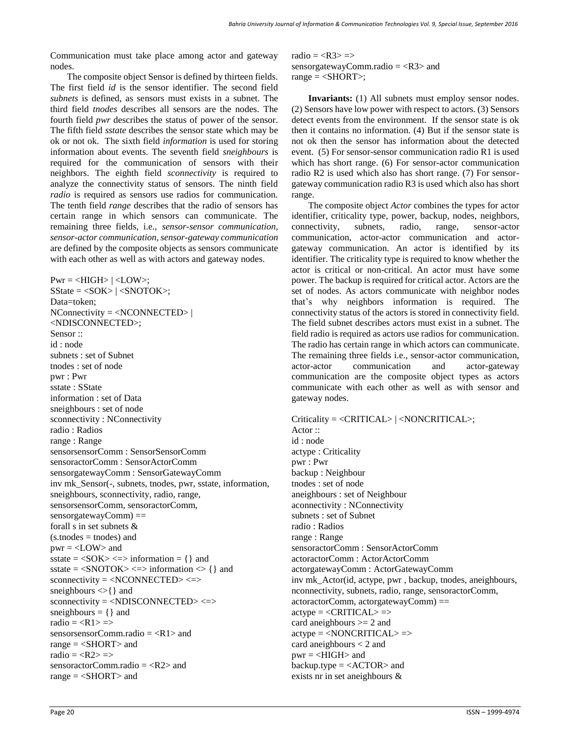Communication must take place among actor and gateway nodes.

The composite object Sensor is defined by thirteen fields. The first field *id* is the sensor identifier. The second field *subnets* is defined, as sensors must exists in a subnet. The third field *tnodes* describes all sensors are the nodes. The fourth field *pwr* describes the status of power of the sensor. The fifth field *sstate* describes the sensor state which may be ok or not ok. The sixth field *information* is used for storing information about events. The seventh field *sneighbours* is required for the communication of sensors with their neighbors. The eighth field *sconnectivity* is required to analyze the connectivity status of sensors. The ninth field *radio* is required as sensors use radios for communication. The tenth field *range* describes that the radio of sensors has certain range in which sensors can communicate. The remaining three fields, i.e., *sensor-sensor communication*, *sensor-actor communication*, *sensor-gateway communication* are defined by the composite objects as sensors communicate with each other as well as with actors and gateway nodes.

```
Pwr = <HIGH> | <LOW>;
SState = <SOK> | <SNOTOK>;
Data=token;
NConnectivity = <NCONNECTED> |
<NDISCONNECTED>;
Sensor ::
id : node
subnets : set of Subnet
tnodes : set of node
pwr : Pwr
sstate : SState
information : set of Data
sneighbours : set of node
sconnectivity : NConnectivity
radio : Radios
range : Range
sensorsensorComm : SensorSensorComm
sensoractorComm : SensorActorComm
sensorgatewayComm : SensorGatewayComm
inv mk_Sensor(-, subnets, tnodes, pwr, sstate, information,
sneighbours, sconnectivity, radio, range,
sensorsensorComm, sensoractorComm,
sensorgatewayComm) ==
forall s in set subnets &
(s.tnodes = tnodes) and
pwr = <LOW> and
sstate = <SOK> <=> information = {} and
sstate = <SNOTOK> <=> information <> {} and
sconnectivity = <NCONNECTED> <=>
sneighbours <>{} and
sconnectivity = <NDISCONNECTED> <=>
sneighbours = {} and
radio = <R1> =>
sensorsensorComm.radio = <R1> and
range = <SHORT> and
radio = <R2> =>
sensoractorComm.radio = <R2> and
range = <SHORT> and
radio = <R3> =>
sensorgatewayComm.radio = <R3> and
range = <SHORT>;
```

**Invariants:** (1) All subnets must employ sensor nodes. (2) Sensors have low power with respect to actors. (3) Sensors detect events from the environment. If the sensor state is ok then it contains no information. (4) But if the sensor state is not ok then the sensor has information about the detected event. (5) For sensor-sensor communication radio R1 is used which has short range. (6) For sensor-actor communication radio R2 is used which also has short range. (7) For sensor-gateway communication radio R3 is used which also has short range.

The composite object *Actor* combines the types for actor identifier, criticality type, power, backup, nodes, neighbors, connectivity, subnets, radio, range, sensor-actor communication, actor-actor communication and actor-gateway communication. An actor is identified by its identifier. The criticality type is required to know whether the actor is critical or non-critical. An actor must have some power. The backup is required for critical actor. Actors are the set of nodes. As actors communicate with neighbor nodes that's why neighbors information is required. The connectivity status of the actors is stored in connectivity field. The field subnet describes actors must exist in a subnet. The field radio is required as actors use radios for communication. The radio has certain range in which actors can communicate. The remaining three fields i.e., sensor-actor communication, actor-actor communication and actor-gateway communication are the composite object types as actors communicate with each other as well as with sensor and gateway nodes.

```
Criticality = <CRITICAL> | <NONCRITICAL>;
Actor ::
id : node
actype : Criticality
pwr : Pwr
backup : Neighbour
tnodes : set of node
aneighbours : set of Neighbour
aconnectivity : NConnectivity
subnets : set of Subnet
radio : Radios
range : Range
sensoractorComm : SensorActorComm
actoractorComm : ActorActorComm
actorgatewayComm : ActorGatewayComm
inv mk_Actor(id, actype, pwr , backup, tnodes, aneighbours,
nconnectivity, subnets, radio, range, sensoractorComm,
actoractorComm, actorgatewayComm) ==
actype = <CRITICAL> =>
card aneighbours >= 2 and
actype = <NONCRITICAL> =>
card aneighbours < 2 and
pwr = <HIGH> and
backup.type = <ACTOR> and
exists nr in set aneighbours &
```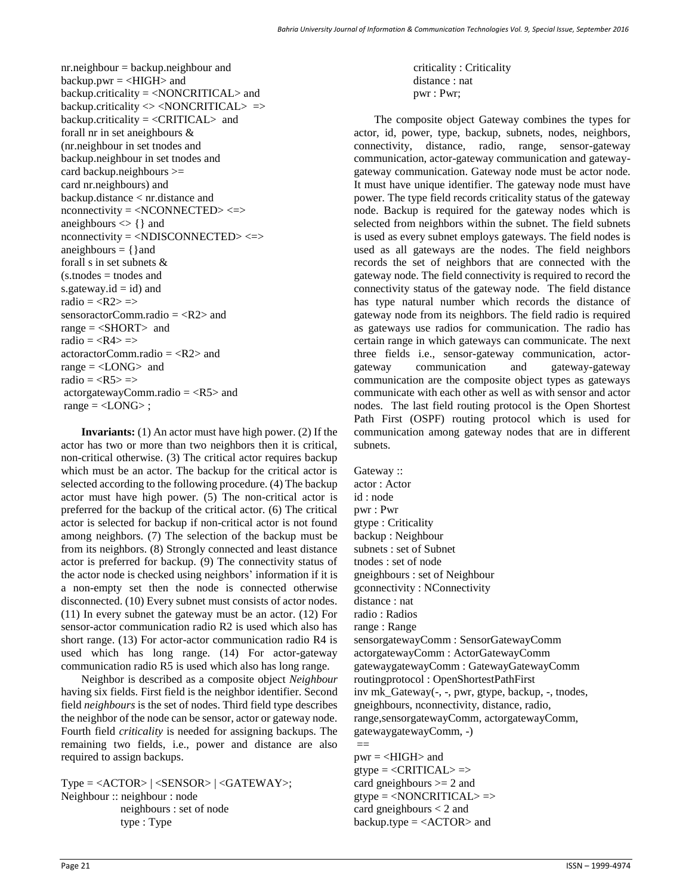```
nr.neighbour = backup.neighbour and
backup.pwr = <HIGH> and
backup.criticality = <NONCRITICAL> and
backup.criticality <> <NONCRITICAL> =>
backup.criticality = <CRITICAL> and
forall nr in set aneighbours &
(nr.neighbour in set tnodes and
backup.neighbour in set tnodes and
card backup.neighbours >=
card nr.neighbours) and
backup.distance < nr.distance and
nconnectivity = <NCONNECTED> <=>
aneighbours <> {} and
nconnectivity = <NDISCONNECTED> <=>
aneighbours = {}and
forall s in set subnets &
(s.tnodes = tnodes and
s.gateway.id = id) and
radio = <R2> =>
sensoractorComm.radio = <R2> and
range = <SHORT> and
radio = <R4> =>
actoractorComm.radio = <R2> and
range = <LONG> and
radio = <R5> =>
 actorgatewayComm.radio = <R5> and
 range = <LONG> ;
```

**Invariants:** (1) An actor must have high power. (2) If the actor has two or more than two neighbors then it is critical, non-critical otherwise. (3) The critical actor requires backup which must be an actor. The backup for the critical actor is selected according to the following procedure. (4) The backup actor must have high power. (5) The non-critical actor is preferred for the backup of the critical actor. (6) The critical actor is selected for backup if non-critical actor is not found among neighbors. (7) The selection of the backup must be from its neighbors. (8) Strongly connected and least distance actor is preferred for backup. (9) The connectivity status of the actor node is checked using neighbors' information if it is a non-empty set then the node is connected otherwise disconnected. (10) Every subnet must consists of actor nodes. (11) In every subnet the gateway must be an actor. (12) For sensor-actor communication radio R2 is used which also has short range. (13) For actor-actor communication radio R4 is used which has long range. (14) For actor-gateway communication radio R5 is used which also has long range.

Neighbor is described as a composite object *Neighbour* having six fields. First field is the neighbor identifier. Second field *neighbours* is the set of nodes. Third field type describes the neighbor of the node can be sensor, actor or gateway node. Fourth field *criticality* is needed for assigning backups. The remaining two fields, i.e., power and distance are also required to assign backups.

```
Type = <ACTOR> | <SENSOR> | <GATEWAY>;
Neighbour :: neighbour : node
             neighbours : set of node
             type : Type
             criticality : Criticality
             distance : nat
             pwr : Pwr;
```

The composite object Gateway combines the types for actor, id, power, type, backup, subnets, nodes, neighbors, connectivity, distance, radio, range, sensor-gateway communication, actor-gateway communication and gateway-gateway communication. Gateway node must be actor node. It must have unique identifier. The gateway node must have power. The type field records criticality status of the gateway node. Backup is required for the gateway nodes which is selected from neighbors within the subnet. The field subnets is used as every subnet employs gateways. The field nodes is used as all gateways are the nodes. The field neighbors records the set of neighbors that are connected with the gateway node. The field connectivity is required to record the connectivity status of the gateway node. The field distance has type natural number which records the distance of gateway node from its neighbors. The field radio is required as gateways use radios for communication. The radio has certain range in which gateways can communicate. The next three fields i.e., sensor-gateway communication, actor-gateway communication and gateway-gateway communication are the composite object types as gateways communicate with each other as well as with sensor and actor nodes. The last field routing protocol is the Open Shortest Path First (OSPF) routing protocol which is used for communication among gateway nodes that are in different subnets.

```
Gateway ::
actor : Actor
id : node
pwr : Pwr
gtype : Criticality
backup : Neighbour
subnets : set of Subnet
tnodes : set of node
gneighbours : set of Neighbour
gconnectivity : NConnectivity
distance : nat
radio : Radios
range : Range
sensorgatewayComm : SensorGatewayComm
actorgatewayComm : ActorGatewayComm
gatewaygatewayComm : GatewayGatewayComm
routingprotocol : OpenShortestPathFirst
inv mk_Gateway(-, -, pwr, gtype, backup, -, tnodes,
gneighbours, nconnectivity, distance, radio,
range,sensorgatewayComm, actorgatewayComm,
gatewaygatewayComm, -)
==
pwr = <HIGH> and
gtype = <CRITICAL> =>
card gneighbours >= 2 and
gtype = <NONCRITICAL> =>
card gneighbours < 2 and
backup.type = <ACTOR> and
```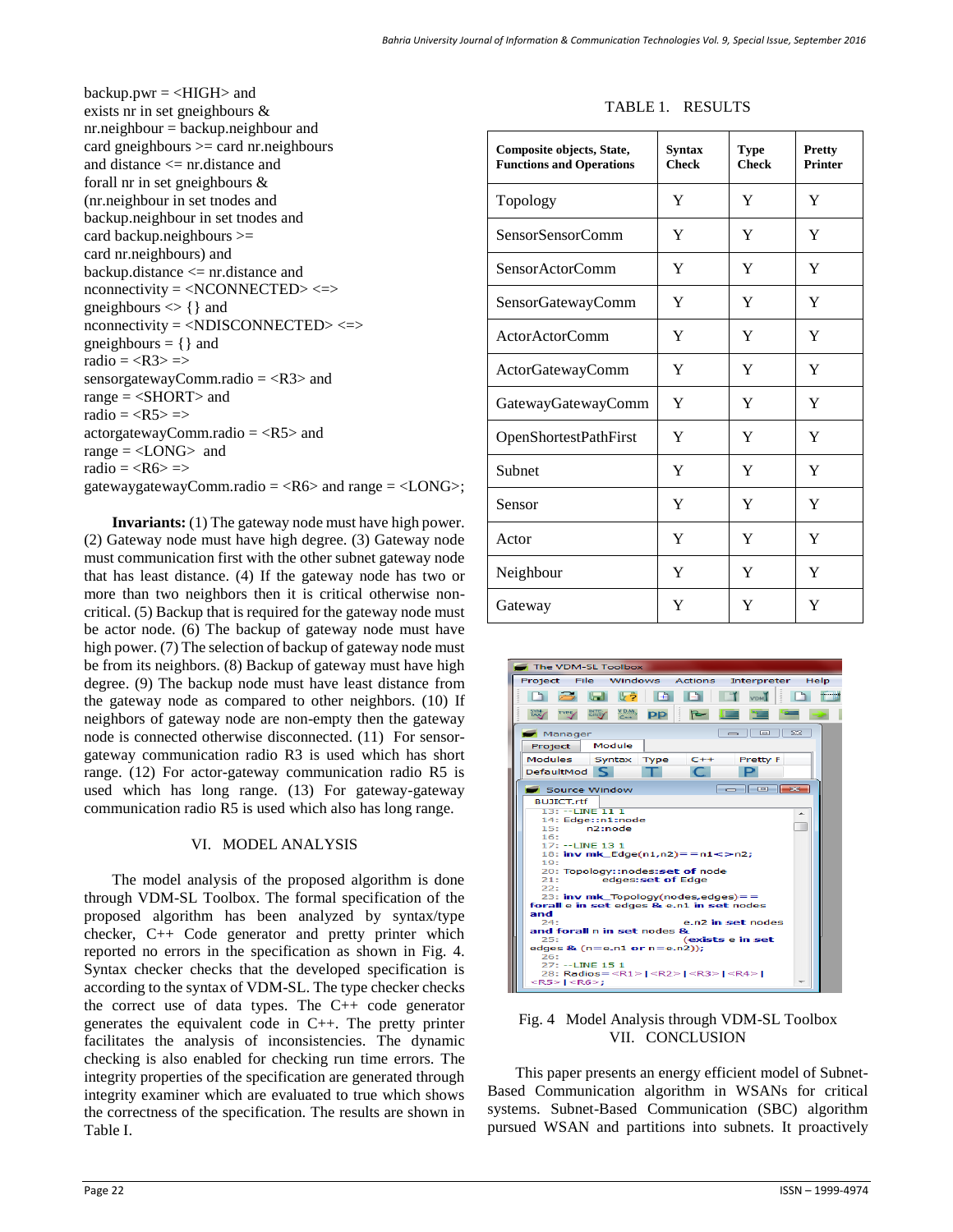backup.pwr = <HIGH> and
exists nr in set gneighbours &
nr.neighbour = backup.neighbour and
card gneighbours >= card nr.neighbours
and distance <= nr.distance and
forall nr in set gneighbours &
(nr.neighbour in set tnodes and
backup.neighbour in set tnodes and
card backup.neighbours >=
card nr.neighbours) and
backup.distance <= nr.distance and
nconnectivity = <NCONNECTED> <=>
gneighbours <> {} and
nconnectivity = <NDISCONNECTED> <=>
gneighbours = {} and
radio = <R3> =>
sensorgatewayComm.radio = <R3> and
range = <SHORT> and
radio = <R5> =>
actorgatewayComm.radio = <R5> and
range = <LONG>  and
radio = <R6> =>
gatewaygatewayComm.radio = <R6> and range = <LONG>;

**Invariants:** (1) The gateway node must have high power. (2) Gateway node must have high degree. (3) Gateway node must communication first with the other subnet gateway node that has least distance. (4) If the gateway node has two or more than two neighbors then it is critical otherwise non-critical. (5) Backup that is required for the gateway node must be actor node. (6) The backup of gateway node must have high power. (7) The selection of backup of gateway node must be from its neighbors. (8) Backup of gateway must have high degree. (9) The backup node must have least distance from the gateway node as compared to other neighbors. (10) If neighbors of gateway node are non-empty then the gateway node is connected otherwise disconnected. (11) For sensor-gateway communication radio R3 is used which has short range. (12) For actor-gateway communication radio R5 is used which has long range. (13) For gateway-gateway communication radio R5 is used which also has long range.

## VI. MODEL ANALYSIS

The model analysis of the proposed algorithm is done through VDM-SL Toolbox. The formal specification of the proposed algorithm has been analyzed by syntax/type checker, C++ Code generator and pretty printer which reported no errors in the specification as shown in Fig. 4. Syntax checker checks that the developed specification is according to the syntax of VDM-SL. The type checker checks the correct use of data types. The C++ code generator generates the equivalent code in C++. The pretty printer facilitates the analysis of inconsistencies. The dynamic checking is also enabled for checking run time errors. The integrity properties of the specification are generated through integrity examiner which are evaluated to true which shows the correctness of the specification. The results are shown in Table I.

TABLE 1. RESULTS

| Composite objects, State, Functions and Operations | Syntax Check | Type Check | Pretty Printer |
|---|---|---|---|
| Topology | Y | Y | Y |
| SensorSensorComm | Y | Y | Y |
| SensorActorComm | Y | Y | Y |
| SensorGatewayComm | Y | Y | Y |
| ActorActorComm | Y | Y | Y |
| ActorGatewayComm | Y | Y | Y |
| GatewayGatewayComm | Y | Y | Y |
| OpenShortestPathFirst | Y | Y | Y |
| Subnet | Y | Y | Y |
| Sensor | Y | Y | Y |
| Actor | Y | Y | Y |
| Neighbour | Y | Y | Y |
| Gateway | Y | Y | Y |

Fig. 4 Model Analysis through VDM-SL Toolbox

## VII. CONCLUSION

This paper presents an energy efficient model of Subnet-Based Communication algorithm in WSANs for critical systems. Subnet-Based Communication (SBC) algorithm pursued WSAN and partitions into subnets. It proactively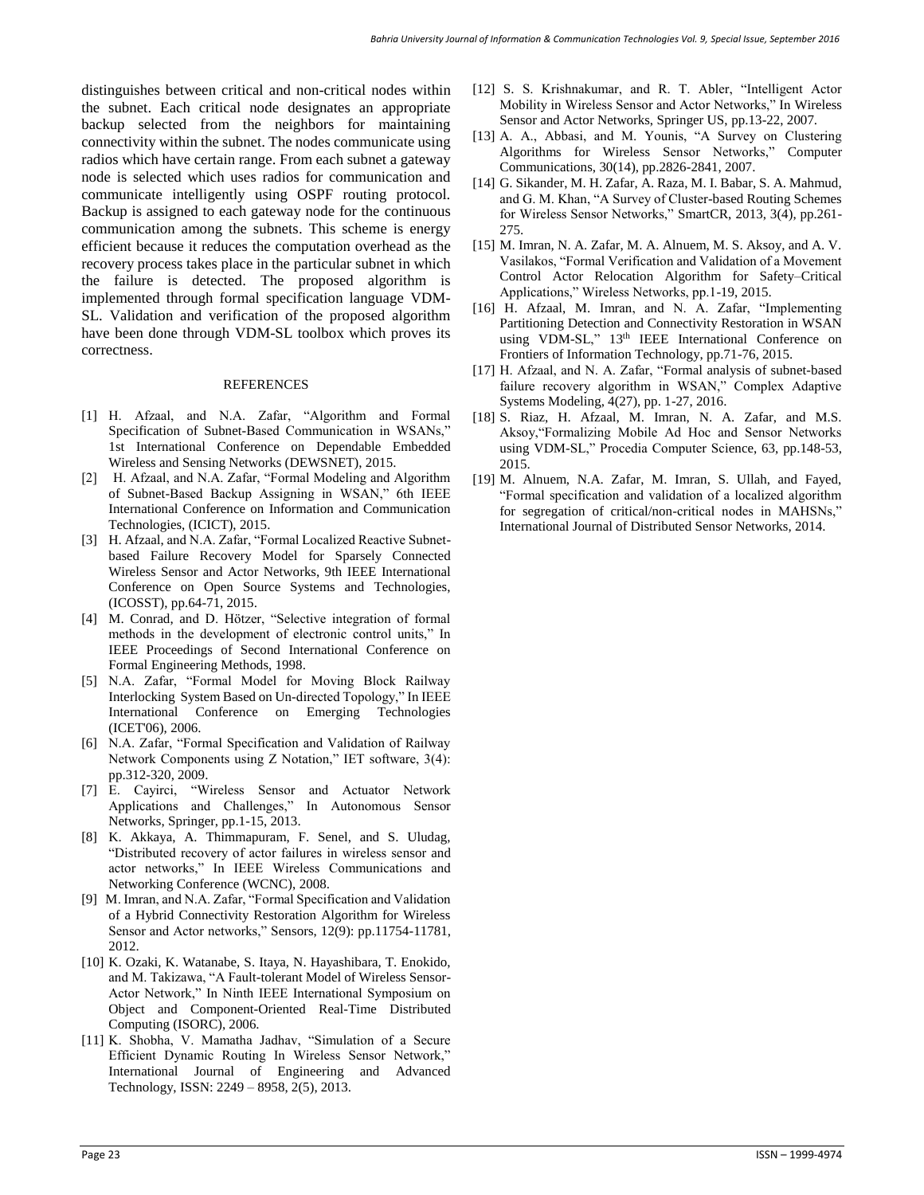distinguishes between critical and non-critical nodes within the subnet. Each critical node designates an appropriate backup selected from the neighbors for maintaining connectivity within the subnet. The nodes communicate using radios which have certain range. From each subnet a gateway node is selected which uses radios for communication and communicate intelligently using OSPF routing protocol. Backup is assigned to each gateway node for the continuous communication among the subnets. This scheme is energy efficient because it reduces the computation overhead as the recovery process takes place in the particular subnet in which the failure is detected. The proposed algorithm is implemented through formal specification language VDM-SL. Validation and verification of the proposed algorithm have been done through VDM-SL toolbox which proves its correctness.

## REFERENCES

[1] H. Afzaal, and N.A. Zafar, “Algorithm and Formal Specification of Subnet-Based Communication in WSANs,” 1st International Conference on Dependable Embedded Wireless and Sensing Networks (DEWSNET), 2015.

[2] H. Afzaal, and N.A. Zafar, “Formal Modeling and Algorithm of Subnet-Based Backup Assigning in WSAN,” 6th IEEE International Conference on Information and Communication Technologies, (ICICT), 2015.

[3] H. Afzaal, and N.A. Zafar, “Formal Localized Reactive Subnet-based Failure Recovery Model for Sparsely Connected Wireless Sensor and Actor Networks, 9th IEEE International Conference on Open Source Systems and Technologies, (ICOSST), pp.64-71, 2015.

[4] M. Conrad, and D. Hötzer, “Selective integration of formal methods in the development of electronic control units,” In IEEE Proceedings of Second International Conference on Formal Engineering Methods, 1998.

[5] N.A. Zafar, “Formal Model for Moving Block Railway Interlocking System Based on Un-directed Topology,” In IEEE International Conference on Emerging Technologies (ICET'06), 2006.

[6] N.A. Zafar, “Formal Specification and Validation of Railway Network Components using Z Notation,” IET software, 3(4): pp.312-320, 2009.

[7] E. Cayirci, “Wireless Sensor and Actuator Network Applications and Challenges,” In Autonomous Sensor Networks, Springer, pp.1-15, 2013.

[8] K. Akkaya, A. Thimmapuram, F. Senel, and S. Uludag, “Distributed recovery of actor failures in wireless sensor and actor networks,” In IEEE Wireless Communications and Networking Conference (WCNC), 2008.

[9] M. Imran, and N.A. Zafar, “Formal Specification and Validation of a Hybrid Connectivity Restoration Algorithm for Wireless Sensor and Actor networks,” Sensors, 12(9): pp.11754-11781, 2012.

[10] K. Ozaki, K. Watanabe, S. Itaya, N. Hayashibara, T. Enokido, and M. Takizawa, “A Fault-tolerant Model of Wireless Sensor-Actor Network,” In Ninth IEEE International Symposium on Object and Component-Oriented Real-Time Distributed Computing (ISORC), 2006.

[11] K. Shobha, V. Mamatha Jadhav, “Simulation of a Secure Efficient Dynamic Routing In Wireless Sensor Network,” International Journal of Engineering and Advanced Technology, ISSN: 2249 – 8958, 2(5), 2013.

[12] S. S. Krishnakumar, and R. T. Abler, “Intelligent Actor Mobility in Wireless Sensor and Actor Networks,” In Wireless Sensor and Actor Networks, Springer US, pp.13-22, 2007.

[13] A. A., Abbasi, and M. Younis, “A Survey on Clustering Algorithms for Wireless Sensor Networks,” Computer Communications, 30(14), pp.2826-2841, 2007.

[14] G. Sikander, M. H. Zafar, A. Raza, M. I. Babar, S. A. Mahmud, and G. M. Khan, “A Survey of Cluster-based Routing Schemes for Wireless Sensor Networks,” SmartCR, 2013, 3(4), pp.261-275.

[15] M. Imran, N. A. Zafar, M. A. Alnuem, M. S. Aksoy, and A. V. Vasilakos, “Formal Verification and Validation of a Movement Control Actor Relocation Algorithm for Safety–Critical Applications,” Wireless Networks, pp.1-19, 2015.

[16] H. Afzaal, M. Imran, and N. A. Zafar, “Implementing Partitioning Detection and Connectivity Restoration in WSAN using VDM-SL,” 13th IEEE International Conference on Frontiers of Information Technology, pp.71-76, 2015.

[17] H. Afzaal, and N. A. Zafar, “Formal analysis of subnet-based failure recovery algorithm in WSAN,” Complex Adaptive Systems Modeling, 4(27), pp. 1-27, 2016.

[18] S. Riaz, H. Afzaal, M. Imran, N. A. Zafar, and M.S. Aksoy,“Formalizing Mobile Ad Hoc and Sensor Networks using VDM-SL,” Procedia Computer Science, 63, pp.148-53, 2015.

[19] M. Alnuem, N.A. Zafar, M. Imran, S. Ullah, and Fayed, “Formal specification and validation of a localized algorithm for segregation of critical/non-critical nodes in MAHSNs,” International Journal of Distributed Sensor Networks, 2014.